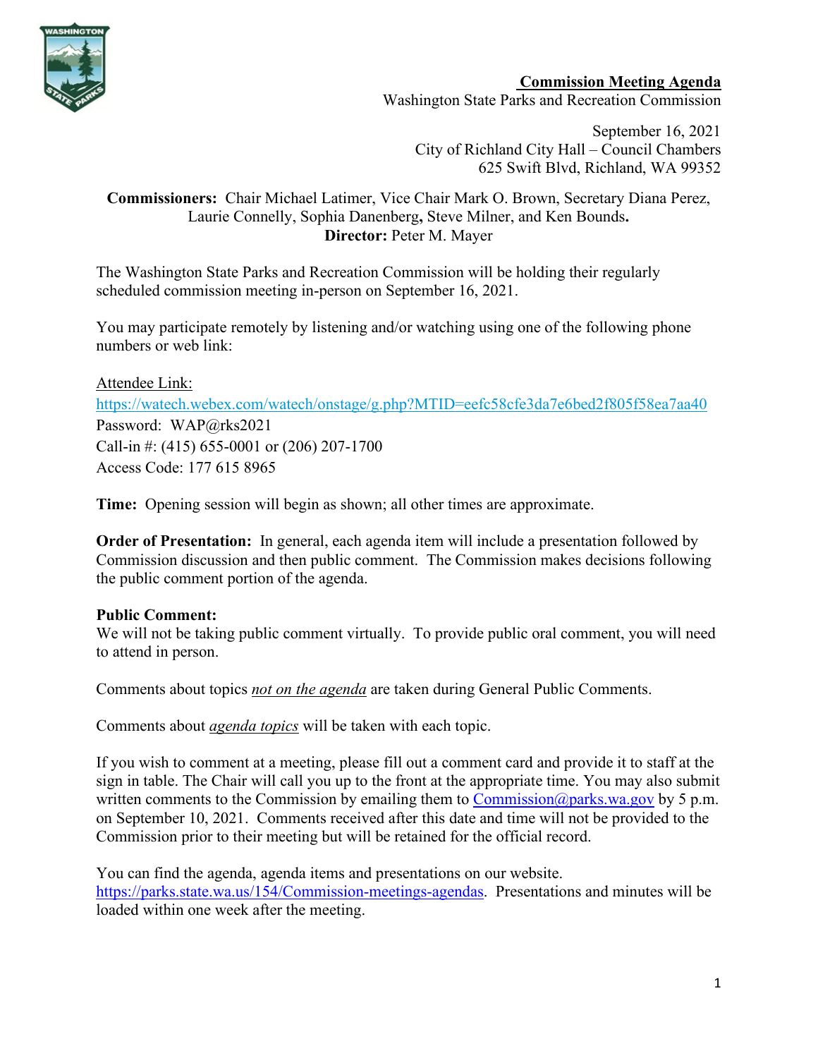**Commission Meeting Agenda**
Washington State Parks and Recreation Commission

September 16, 2021
City of Richland City Hall – Council Chambers
625 Swift Blvd, Richland, WA 99352

**Commissioners:** Chair Michael Latimer, Vice Chair Mark O. Brown, Secretary Diana Perez, Laurie Connelly, Sophia Danenberg**,** Steve Milner, and Ken Bounds**.**
**Director:** Peter M. Mayer

The Washington State Parks and Recreation Commission will be holding their regularly scheduled commission meeting in-person on September 16, 2021.

You may participate remotely by listening and/or watching using one of the following phone numbers or web link:

Attendee Link:
https://watech.webex.com/watech/onstage/g.php?MTID=eefc58cfe3da7e6bed2f805f58ea7aa40
Password: WAP@rks2021
Call-in #: (415) 655-0001 or (206) 207-1700
Access Code: 177 615 8965

**Time:** Opening session will begin as shown; all other times are approximate.

**Order of Presentation:** In general, each agenda item will include a presentation followed by Commission discussion and then public comment. The Commission makes decisions following the public comment portion of the agenda.

**Public Comment:**
We will not be taking public comment virtually. To provide public oral comment, you will need to attend in person.

Comments about topics *not on the agenda* are taken during General Public Comments.

Comments about *agenda topics* will be taken with each topic.

If you wish to comment at a meeting, please fill out a comment card and provide it to staff at the sign in table. The Chair will call you up to the front at the appropriate time. You may also submit written comments to the Commission by emailing them to Commission@parks.wa.gov by 5 p.m. on September 10, 2021. Comments received after this date and time will not be provided to the Commission prior to their meeting but will be retained for the official record.

You can find the agenda, agenda items and presentations on our website. https://parks.state.wa.us/154/Commission-meetings-agendas. Presentations and minutes will be loaded within one week after the meeting.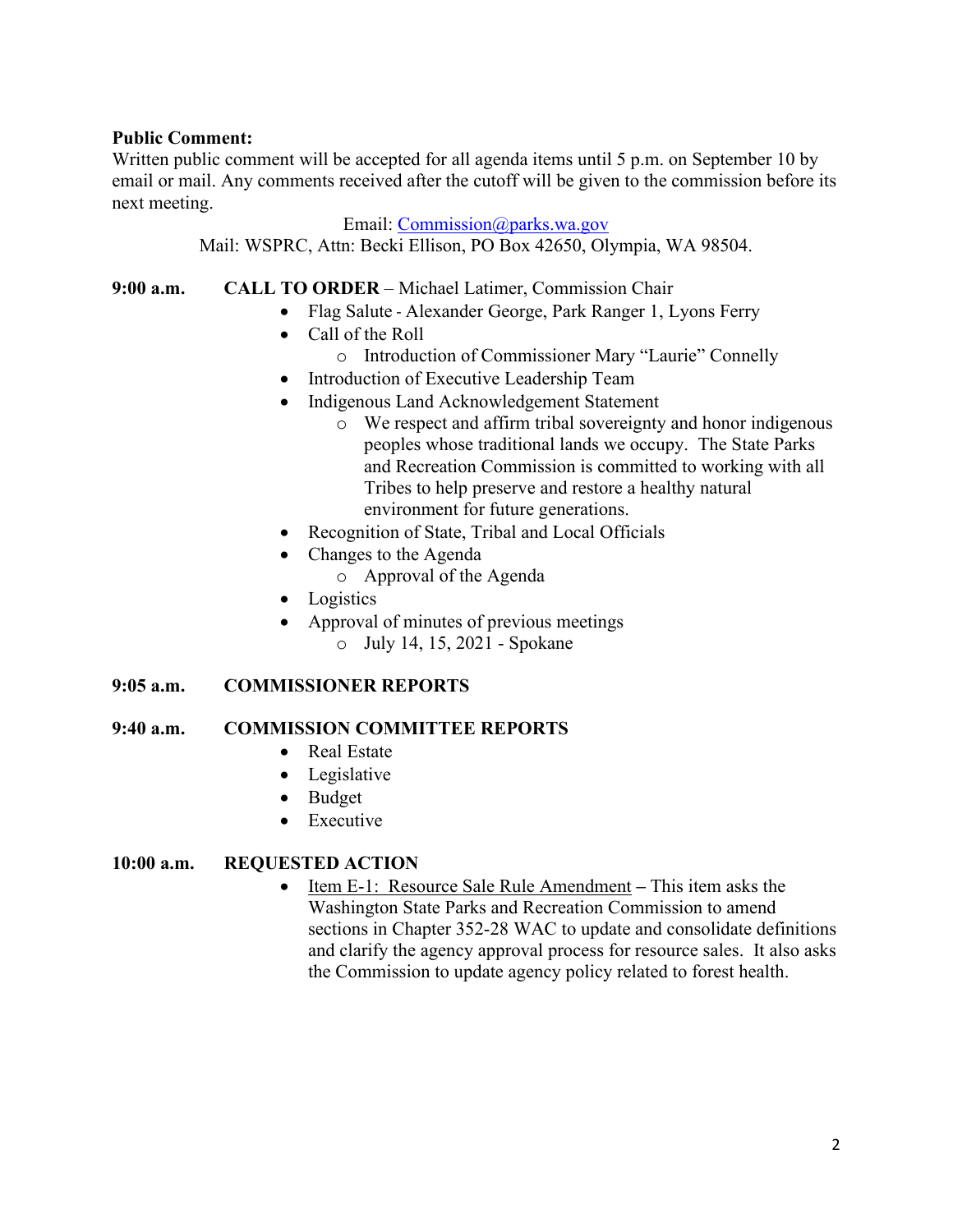**Public Comment:**

Written public comment will be accepted for all agenda items until 5 p.m. on September 10 by email or mail. Any comments received after the cutoff will be given to the commission before its next meeting.

Email: Commission@parks.wa.gov

Mail: WSPRC, Attn: Becki Ellison, PO Box 42650, Olympia, WA 98504.

**9:00 a.m.** **CALL TO ORDER** – Michael Latimer, Commission Chair

- Flag Salute - Alexander George, Park Ranger 1, Lyons Ferry
- Call of the Roll
  - Introduction of Commissioner Mary "Laurie" Connelly
- Introduction of Executive Leadership Team
- Indigenous Land Acknowledgement Statement
  - We respect and affirm tribal sovereignty and honor indigenous peoples whose traditional lands we occupy. The State Parks and Recreation Commission is committed to working with all Tribes to help preserve and restore a healthy natural environment for future generations.
- Recognition of State, Tribal and Local Officials
- Changes to the Agenda
  - Approval of the Agenda
- Logistics
- Approval of minutes of previous meetings
  - July 14, 15, 2021 - Spokane

**9:05 a.m.** **COMMISSIONER REPORTS**

**9:40 a.m.** **COMMISSION COMMITTEE REPORTS**

- Real Estate
- Legislative
- Budget
- Executive

**10:00 a.m.** **REQUESTED ACTION**

- Item E-1: Resource Sale Rule Amendment **–** This item asks the Washington State Parks and Recreation Commission to amend sections in Chapter 352-28 WAC to update and consolidate definitions and clarify the agency approval process for resource sales. It also asks the Commission to update agency policy related to forest health.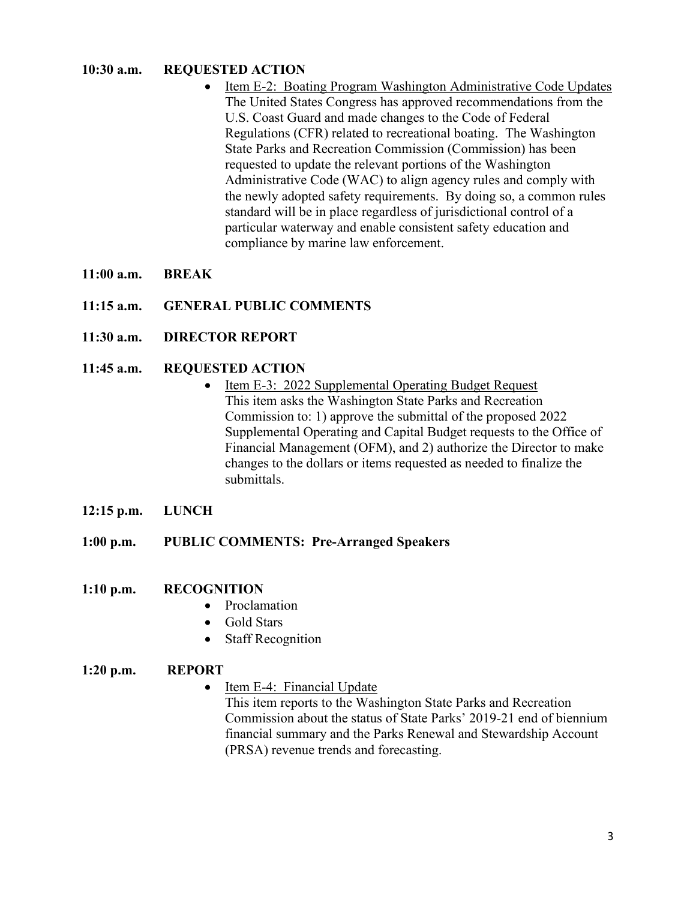**10:30 a.m. REQUESTED ACTION**

- Item E-2: Boating Program Washington Administrative Code Updates
  The United States Congress has approved recommendations from the U.S. Coast Guard and made changes to the Code of Federal Regulations (CFR) related to recreational boating. The Washington State Parks and Recreation Commission (Commission) has been requested to update the relevant portions of the Washington Administrative Code (WAC) to align agency rules and comply with the newly adopted safety requirements. By doing so, a common rules standard will be in place regardless of jurisdictional control of a particular waterway and enable consistent safety education and compliance by marine law enforcement.

**11:00 a.m. BREAK**

**11:15 a.m. GENERAL PUBLIC COMMENTS**

**11:30 a.m. DIRECTOR REPORT**

**11:45 a.m. REQUESTED ACTION**

- Item E-3: 2022 Supplemental Operating Budget Request
  This item asks the Washington State Parks and Recreation Commission to: 1) approve the submittal of the proposed 2022 Supplemental Operating and Capital Budget requests to the Office of Financial Management (OFM), and 2) authorize the Director to make changes to the dollars or items requested as needed to finalize the submittals.

**12:15 p.m. LUNCH**

**1:00 p.m. PUBLIC COMMENTS: Pre-Arranged Speakers**

**1:10 p.m. RECOGNITION**

- Proclamation
- Gold Stars
- Staff Recognition

**1:20 p.m. REPORT**

- Item E-4: Financial Update
  This item reports to the Washington State Parks and Recreation Commission about the status of State Parks' 2019-21 end of biennium financial summary and the Parks Renewal and Stewardship Account (PRSA) revenue trends and forecasting.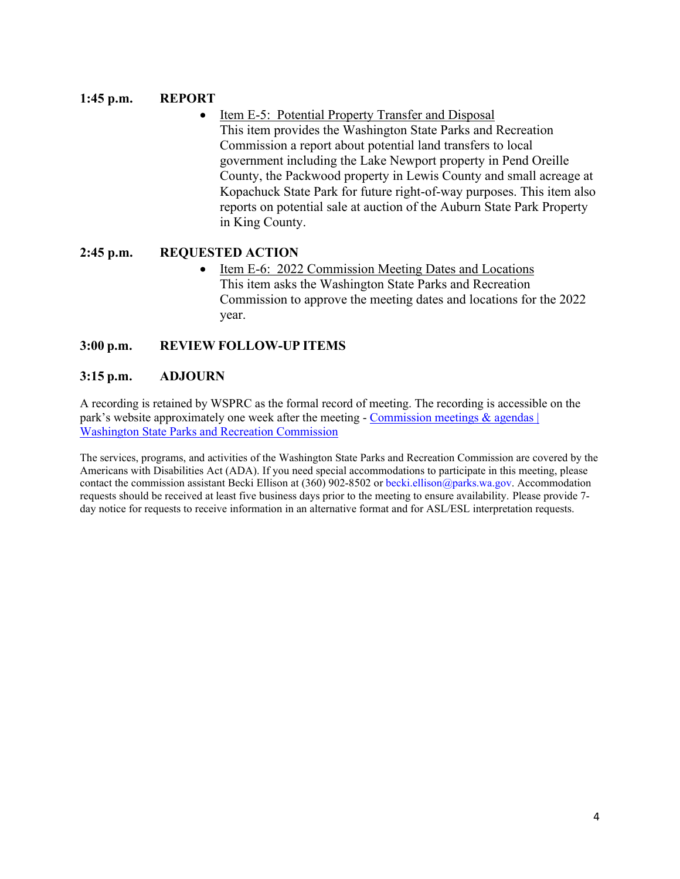**1:45 p.m. REPORT**

- Item E-5: Potential Property Transfer and Disposal
  This item provides the Washington State Parks and Recreation Commission a report about potential land transfers to local government including the Lake Newport property in Pend Oreille County, the Packwood property in Lewis County and small acreage at Kopachuck State Park for future right-of-way purposes. This item also reports on potential sale at auction of the Auburn State Park Property in King County.

**2:45 p.m. REQUESTED ACTION**

- Item E-6: 2022 Commission Meeting Dates and Locations
  This item asks the Washington State Parks and Recreation Commission to approve the meeting dates and locations for the 2022 year.

**3:00 p.m. REVIEW FOLLOW-UP ITEMS**

**3:15 p.m. ADJOURN**

A recording is retained by WSPRC as the formal record of meeting. The recording is accessible on the park's website approximately one week after the meeting - [Commission meetings & agendas | Washington State Parks and Recreation Commission]

The services, programs, and activities of the Washington State Parks and Recreation Commission are covered by the Americans with Disabilities Act (ADA). If you need special accommodations to participate in this meeting, please contact the commission assistant Becki Ellison at (360) 902-8502 or becki.ellison@parks.wa.gov. Accommodation requests should be received at least five business days prior to the meeting to ensure availability. Please provide 7-day notice for requests to receive information in an alternative format and for ASL/ESL interpretation requests.